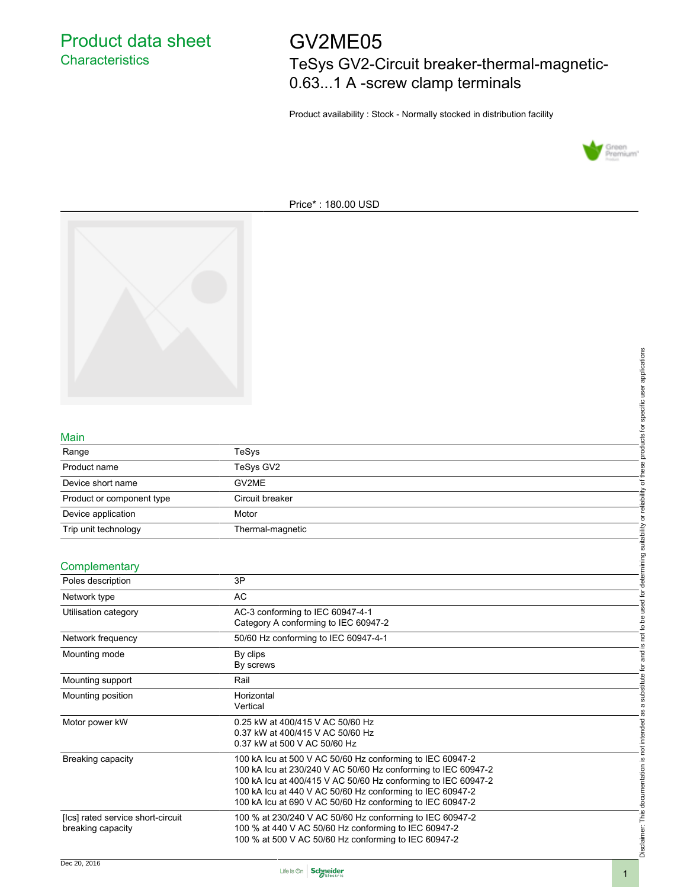# Product data sheet

## Characteristics

# GV2ME05

## TeSys GV2-Circuit breaker-thermal-magnetic-0.63...1 A -screw clamp terminals

Product availability : Stock - Normally stocked in distribution facility

Price* : 180.00 USD

## Main

| | |
|---|---|
| Range | TeSys |
| Product name | TeSys GV2 |
| Device short name | GV2ME |
| Product or component type | Circuit breaker |
| Device application | Motor |
| Trip unit technology | Thermal-magnetic |

## Complementary

| | |
|---|---|
| Poles description | 3P |
| Network type | AC |
| Utilisation category | AC-3 conforming to IEC 60947-4-1<br>Category A conforming to IEC 60947-2 |
| Network frequency | 50/60 Hz conforming to IEC 60947-4-1 |
| Mounting mode | By clips<br>By screws |
| Mounting support | Rail |
| Mounting position | Horizontal<br>Vertical |
| Motor power kW | 0.25 kW at 400/415 V AC 50/60 Hz<br>0.37 kW at 400/415 V AC 50/60 Hz<br>0.37 kW at 500 V AC 50/60 Hz |
| Breaking capacity | 100 kA Icu at 500 V AC 50/60 Hz conforming to IEC 60947-2<br>100 kA Icu at 230/240 V AC 50/60 Hz conforming to IEC 60947-2<br>100 kA Icu at 400/415 V AC 50/60 Hz conforming to IEC 60947-2<br>100 kA Icu at 440 V AC 50/60 Hz conforming to IEC 60947-2<br>100 kA Icu at 690 V AC 50/60 Hz conforming to IEC 60947-2 |
| [Ics] rated service short-circuit breaking capacity | 100 % at 230/240 V AC 50/60 Hz conforming to IEC 60947-2<br>100 % at 440 V AC 50/60 Hz conforming to IEC 60947-2<br>100 % at 500 V AC 50/60 Hz conforming to IEC 60947-2 |

Disclaimer: This documentation is not intended as a substitute for and is not to be used for determining suitability or reliability of these products for specific user applications

Dec 20, 2016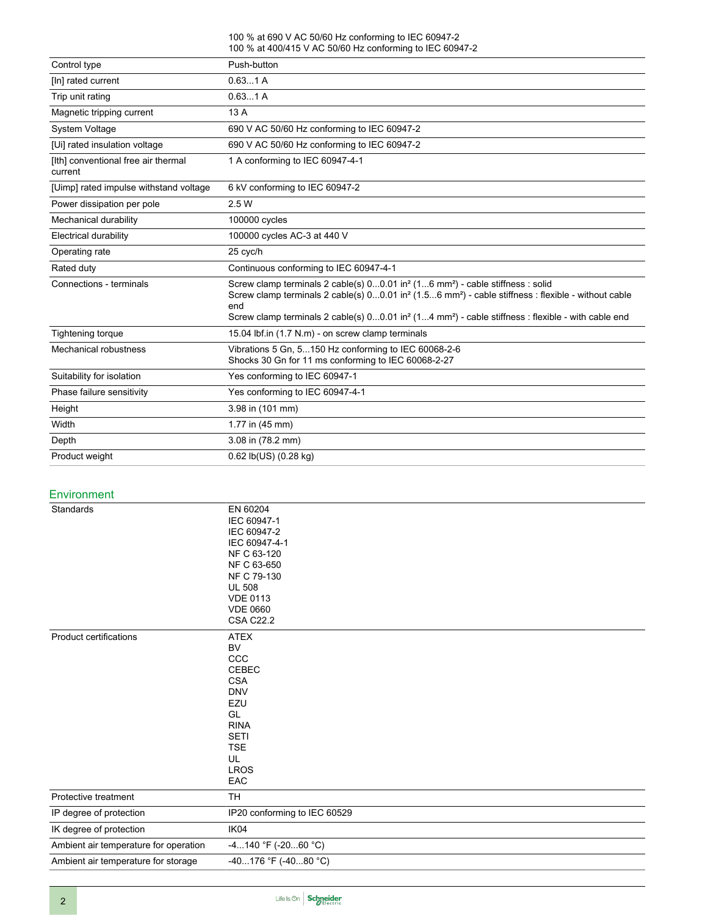| | |
|---|---|
| | 100 % at 690 V AC 50/60 Hz conforming to IEC 60947-2<br>100 % at 400/415 V AC 50/60 Hz conforming to IEC 60947-2 |
| Control type | Push-button |
| [In] rated current | 0.63...1 A |
| Trip unit rating | 0.63...1 A |
| Magnetic tripping current | 13 A |
| System Voltage | 690 V AC 50/60 Hz conforming to IEC 60947-2 |
| [Ui] rated insulation voltage | 690 V AC 50/60 Hz conforming to IEC 60947-2 |
| [Ith] conventional free air thermal current | 1 A conforming to IEC 60947-4-1 |
| [Uimp] rated impulse withstand voltage | 6 kV conforming to IEC 60947-2 |
| Power dissipation per pole | 2.5 W |
| Mechanical durability | 100000 cycles |
| Electrical durability | 100000 cycles AC-3 at 440 V |
| Operating rate | 25 cyc/h |
| Rated duty | Continuous conforming to IEC 60947-4-1 |
| Connections - terminals | Screw clamp terminals 2 cable(s) 0...0.01 in² (1...6 mm²) - cable stiffness : solid<br>Screw clamp terminals 2 cable(s) 0...0.01 in² (1.5...6 mm²) - cable stiffness : flexible - without cable end<br>Screw clamp terminals 2 cable(s) 0...0.01 in² (1...4 mm²) - cable stiffness : flexible - with cable end |
| Tightening torque | 15.04 lbf.in (1.7 N.m) - on screw clamp terminals |
| Mechanical robustness | Vibrations 5 Gn, 5...150 Hz conforming to IEC 60068-2-6<br>Shocks 30 Gn for 11 ms conforming to IEC 60068-2-27 |
| Suitability for isolation | Yes conforming to IEC 60947-1 |
| Phase failure sensitivity | Yes conforming to IEC 60947-4-1 |
| Height | 3.98 in (101 mm) |
| Width | 1.77 in (45 mm) |
| Depth | 3.08 in (78.2 mm) |
| Product weight | 0.62 lb(US) (0.28 kg) |

## Environment

| | |
|---|---|
| Standards | EN 60204<br>IEC 60947-1<br>IEC 60947-2<br>IEC 60947-4-1<br>NF C 63-120<br>NF C 63-650<br>NF C 79-130<br>UL 508<br>VDE 0113<br>VDE 0660<br>CSA C22.2 |
| Product certifications | ATEX<br>BV<br>CCC<br>CEBEC<br>CSA<br>DNV<br>EZU<br>GL<br>RINA<br>SETI<br>TSE<br>UL<br>LROS<br>EAC |
| Protective treatment | TH |
| IP degree of protection | IP20 conforming to IEC 60529 |
| IK degree of protection | IK04 |
| Ambient air temperature for operation | -4...140 °F (-20...60 °C) |
| Ambient air temperature for storage | -40...176 °F (-40...80 °C) |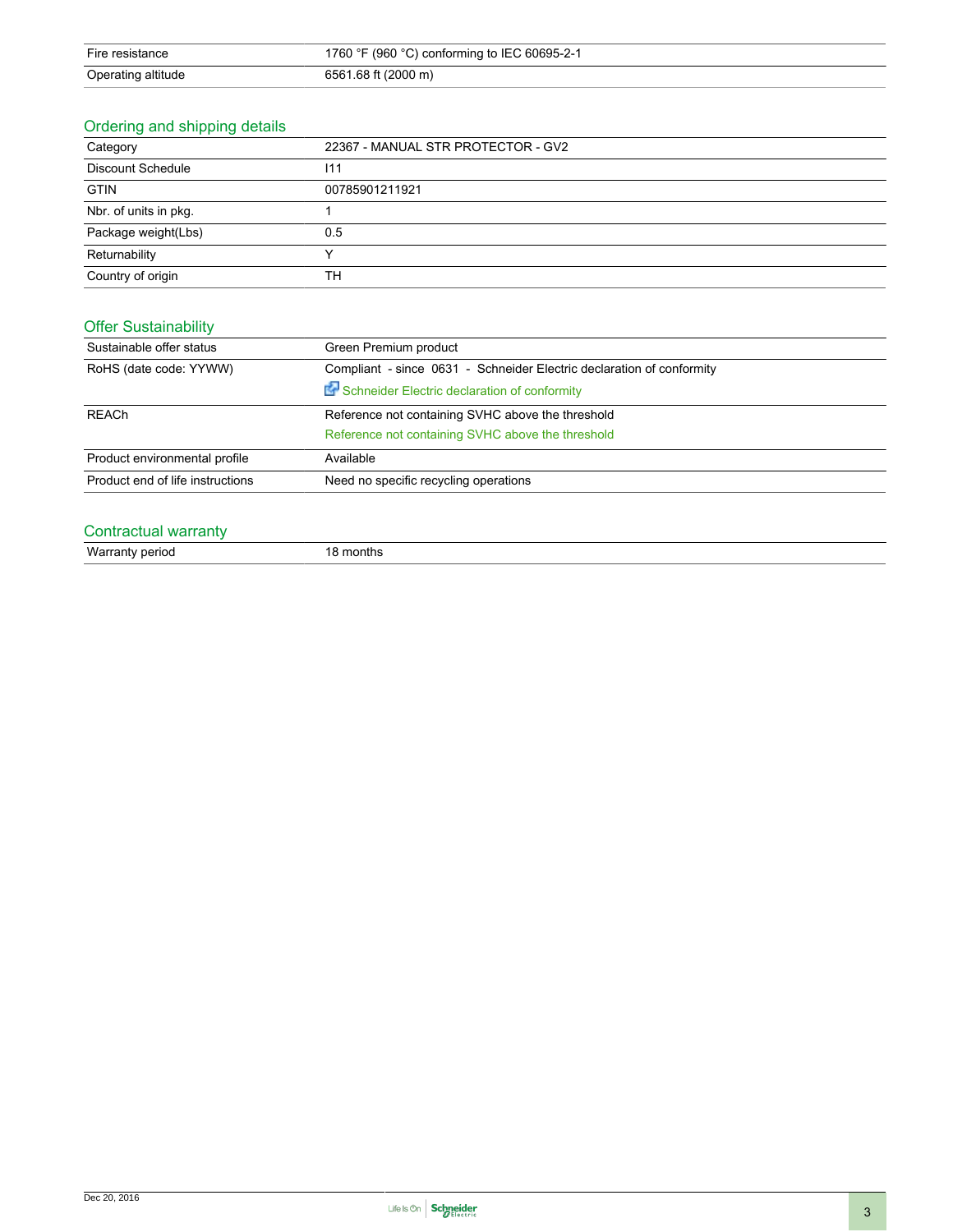| | |
|---|---|
| Fire resistance | 1760 °F (960 °C) conforming to IEC 60695-2-1 |
| Operating altitude | 6561.68 ft (2000 m) |

## Ordering and shipping details

| | |
|---|---|
| Category | 22367 - MANUAL STR PROTECTOR - GV2 |
| Discount Schedule | I11 |
| GTIN | 00785901211921 |
| Nbr. of units in pkg. | 1 |
| Package weight(Lbs) | 0.5 |
| Returnability | Y |
| Country of origin | TH |

## Offer Sustainability

| | |
|---|---|
| Sustainable offer status | Green Premium product |
| RoHS (date code: YYWW) | Compliant - since 0631 - Schneider Electric declaration of conformity<br>Schneider Electric declaration of conformity |
| REACh | Reference not containing SVHC above the threshold<br>Reference not containing SVHC above the threshold |
| Product environmental profile | Available |
| Product end of life instructions | Need no specific recycling operations |

## Contractual warranty

| | |
|---|---|
| Warranty period | 18 months |

Dec 20, 2016